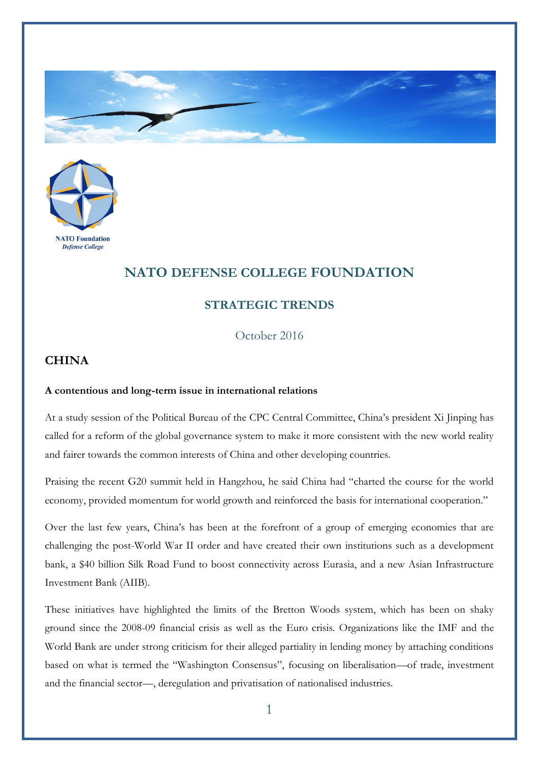# NATO DEFENSE COLLEGE FOUNDATION

## STRATEGIC TRENDS

October 2016

## CHINA

**A contentious and long-term issue in international relations**

At a study session of the Political Bureau of the CPC Central Committee, China's president Xi Jinping has called for a reform of the global governance system to make it more consistent with the new world reality and fairer towards the common interests of China and other developing countries.

Praising the recent G20 summit held in Hangzhou, he said China had "charted the course for the world economy, provided momentum for world growth and reinforced the basis for international cooperation."

Over the last few years, China's has been at the forefront of a group of emerging economies that are challenging the post-World War II order and have created their own institutions such as a development bank, a $40 billion Silk Road Fund to boost connectivity across Eurasia, and a new Asian Infrastructure Investment Bank (AIIB).

These initiatives have highlighted the limits of the Bretton Woods system, which has been on shaky ground since the 2008-09 financial crisis as well as the Euro crisis. Organizations like the IMF and the World Bank are under strong criticism for their alleged partiality in lending money by attaching conditions based on what is termed the "Washington Consensus", focusing on liberalisation—of trade, investment and the financial sector—, deregulation and privatisation of nationalised industries.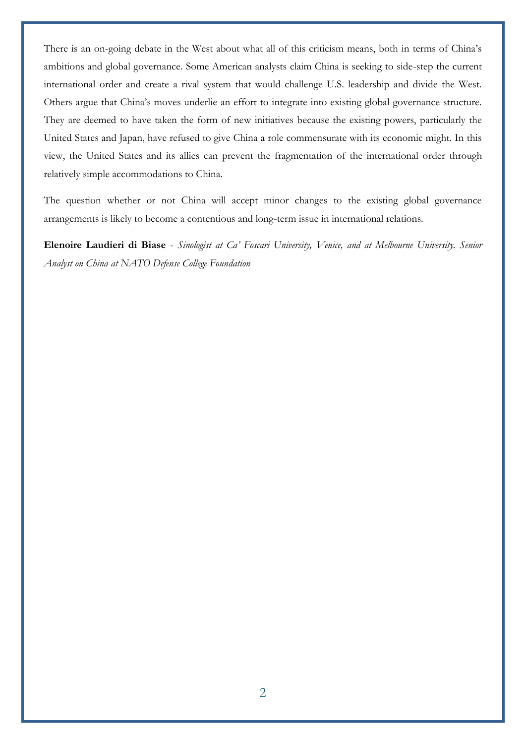There is an on-going debate in the West about what all of this criticism means, both in terms of China's ambitions and global governance. Some American analysts claim China is seeking to side-step the current international order and create a rival system that would challenge U.S. leadership and divide the West. Others argue that China's moves underlie an effort to integrate into existing global governance structure. They are deemed to have taken the form of new initiatives because the existing powers, particularly the United States and Japan, have refused to give China a role commensurate with its economic might. In this view, the United States and its allies can prevent the fragmentation of the international order through relatively simple accommodations to China.

The question whether or not China will accept minor changes to the existing global governance arrangements is likely to become a contentious and long-term issue in international relations.

**Elenoire Laudieri di Biase** - *Sinologist at Ca' Foscari University, Venice, and at Melbourne University. Senior Analyst on China at NATO Defense College Foundation*